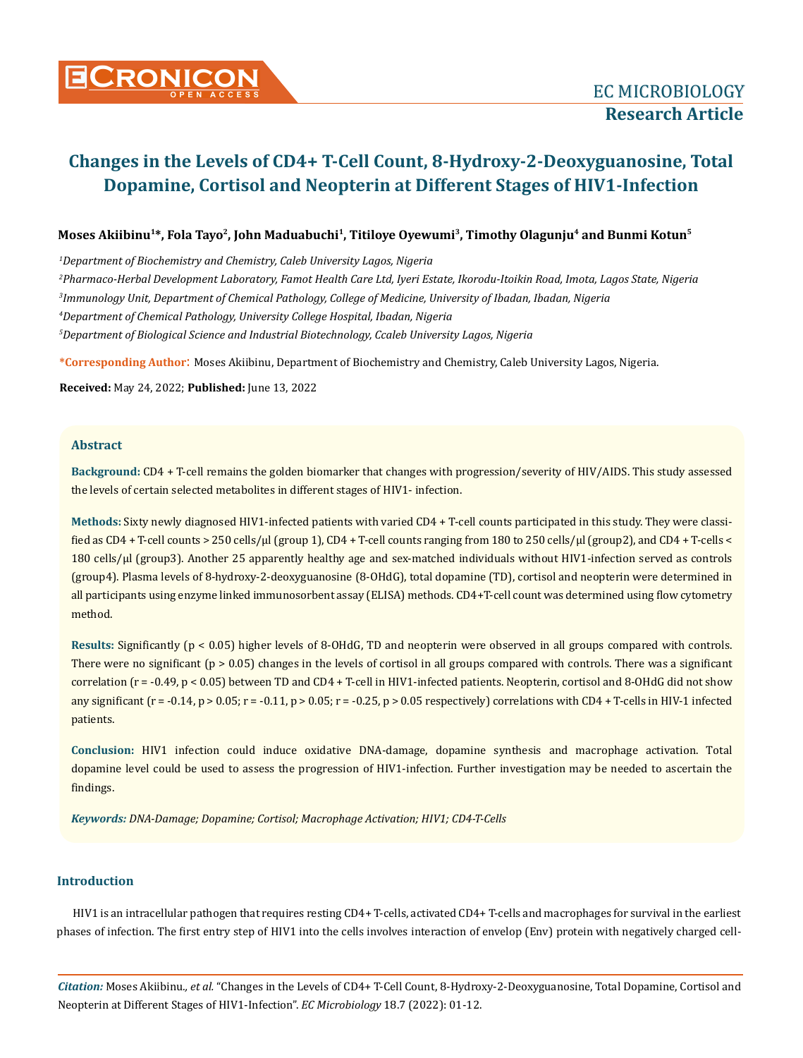# Changes in the Levels of CD4+ T-Cell Count, 8-Hydroxy-2-Deoxyguanosine, Total Dopamine, Cortisol and Neopterin at Different Stages of HIV1-Infection

**Moses Akiibinu[1]*, Fola Tayo[2], John Maduabuchi[1], Titiloye Oyewumi[3], Timothy Olagunju[4] and Bunmi Kotun[5]**

*[1]Department of Biochemistry and Chemistry, Caleb University Lagos, Nigeria*

*[2]Pharmaco-Herbal Development Laboratory, Famot Health Care Ltd, Iyeri Estate, Ikorodu-Itoikin Road, Imota, Lagos State, Nigeria*

*[3]Immunology Unit, Department of Chemical Pathology, College of Medicine, University of Ibadan, Ibadan, Nigeria*

*[4]Department of Chemical Pathology, University College Hospital, Ibadan, Nigeria*

*[5]Department of Biological Science and Industrial Biotechnology, Ccaleb University Lagos, Nigeria*

**\*Corresponding Author:** Moses Akiibinu, Department of Biochemistry and Chemistry, Caleb University Lagos, Nigeria.

**Received:** May 24, 2022; **Published:** June 13, 2022

## Abstract

**Background:** CD4 + T-cell remains the golden biomarker that changes with progression/severity of HIV/AIDS. This study assessed the levels of certain selected metabolites in different stages of HIV1- infection.

**Methods:** Sixty newly diagnosed HIV1-infected patients with varied CD4 + T-cell counts participated in this study. They were classified as CD4 + T-cell counts > 250 cells/µl (group 1), CD4 + T-cell counts ranging from 180 to 250 cells/µl (group2), and CD4 + T-cells < 180 cells/µl (group3). Another 25 apparently healthy age and sex-matched individuals without HIV1-infection served as controls (group4). Plasma levels of 8-hydroxy-2-deoxyguanosine (8-OHdG), total dopamine (TD), cortisol and neopterin were determined in all participants using enzyme linked immunosorbent assay (ELISA) methods. CD4+T-cell count was determined using flow cytometry method.

**Results:** Significantly ($p < 0.05$) higher levels of 8-OHdG, TD and neopterin were observed in all groups compared with controls. There were no significant ($p > 0.05$) changes in the levels of cortisol in all groups compared with controls. There was a significant correlation ($r = -0.49$, $p < 0.05$) between TD and CD4 + T-cell in HIV1-infected patients. Neopterin, cortisol and 8-OHdG did not show any significant ($r = -0.14$, $p > 0.05$; $r = -0.11$, $p > 0.05$; $r = -0.25$, $p > 0.05$ respectively) correlations with CD4 + T-cells in HIV-1 infected patients.

**Conclusion:** HIV1 infection could induce oxidative DNA-damage, dopamine synthesis and macrophage activation. Total dopamine level could be used to assess the progression of HIV1-infection. Further investigation may be needed to ascertain the findings.

***Keywords:*** *DNA-Damage; Dopamine; Cortisol; Macrophage Activation; HIV1; CD4-T-Cells*

## Introduction

HIV1 is an intracellular pathogen that requires resting CD4+ T-cells, activated CD4+ T-cells and macrophages for survival in the earliest phases of infection. The first entry step of HIV1 into the cells involves interaction of envelop (Env) protein with negatively charged cell-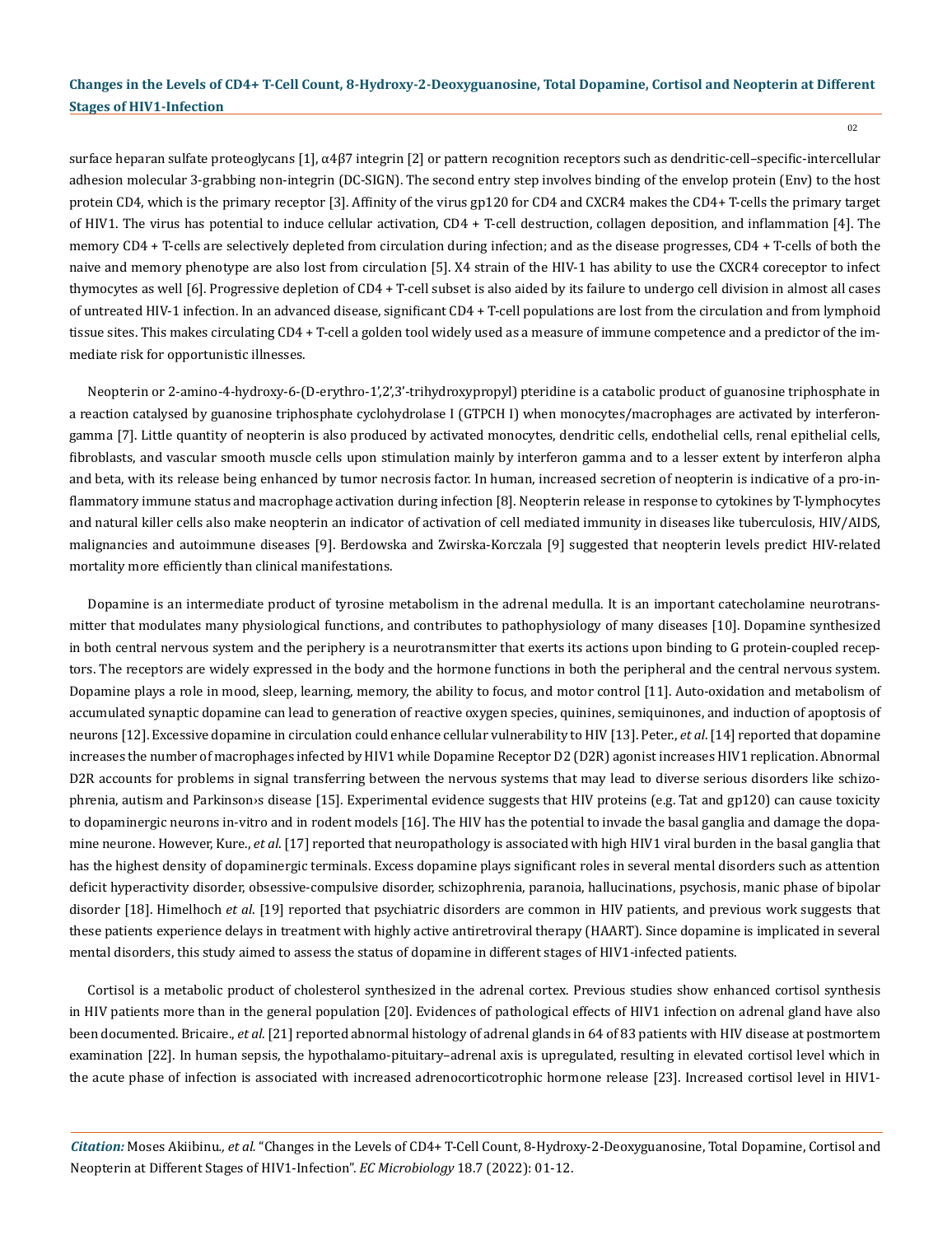surface heparan sulfate proteoglycans [1], α4β7 integrin [2] or pattern recognition receptors such as dendritic-cell–specific-intercellular adhesion molecular 3-grabbing non-integrin (DC-SIGN). The second entry step involves binding of the envelop protein (Env) to the host protein CD4, which is the primary receptor [3]. Affinity of the virus gp120 for CD4 and CXCR4 makes the CD4+ T-cells the primary target of HIV1. The virus has potential to induce cellular activation, CD4 + T-cell destruction, collagen deposition, and inflammation [4]. The memory CD4 + T-cells are selectively depleted from circulation during infection; and as the disease progresses, CD4 + T-cells of both the naive and memory phenotype are also lost from circulation [5]. X4 strain of the HIV-1 has ability to use the CXCR4 coreceptor to infect thymocytes as well [6]. Progressive depletion of CD4 + T-cell subset is also aided by its failure to undergo cell division in almost all cases of untreated HIV-1 infection. In an advanced disease, significant CD4 + T-cell populations are lost from the circulation and from lymphoid tissue sites. This makes circulating CD4 + T-cell a golden tool widely used as a measure of immune competence and a predictor of the immediate risk for opportunistic illnesses.

Neopterin or 2-amino-4-hydroxy-6-(D-erythro-1',2',3'-trihydroxypropyl) pteridine is a catabolic product of guanosine triphosphate in a reaction catalysed by guanosine triphosphate cyclohydrolase I (GTPCH I) when monocytes/macrophages are activated by interferon-gamma [7]. Little quantity of neopterin is also produced by activated monocytes, dendritic cells, endothelial cells, renal epithelial cells, fibroblasts, and vascular smooth muscle cells upon stimulation mainly by interferon gamma and to a lesser extent by interferon alpha and beta, with its release being enhanced by tumor necrosis factor. In human, increased secretion of neopterin is indicative of a pro-inflammatory immune status and macrophage activation during infection [8]. Neopterin release in response to cytokines by T-lymphocytes and natural killer cells also make neopterin an indicator of activation of cell mediated immunity in diseases like tuberculosis, HIV/AIDS, malignancies and autoimmune diseases [9]. Berdowska and Zwirska-Korczala [9] suggested that neopterin levels predict HIV-related mortality more efficiently than clinical manifestations.

Dopamine is an intermediate product of tyrosine metabolism in the adrenal medulla. It is an important catecholamine neurotransmitter that modulates many physiological functions, and contributes to pathophysiology of many diseases [10]. Dopamine synthesized in both central nervous system and the periphery is a neurotransmitter that exerts its actions upon binding to G protein-coupled receptors. The receptors are widely expressed in the body and the hormone functions in both the peripheral and the central nervous system. Dopamine plays a role in mood, sleep, learning, memory, the ability to focus, and motor control [11]. Auto-oxidation and metabolism of accumulated synaptic dopamine can lead to generation of reactive oxygen species, quinines, semiquinones, and induction of apoptosis of neurons [12]. Excessive dopamine in circulation could enhance cellular vulnerability to HIV [13]. Peter., *et al*. [14] reported that dopamine increases the number of macrophages infected by HIV1 while Dopamine Receptor D2 (D2R) agonist increases HIV1 replication. Abnormal D2R accounts for problems in signal transferring between the nervous systems that may lead to diverse serious disorders like schizophrenia, autism and Parkinson›s disease [15]. Experimental evidence suggests that HIV proteins (e.g. Tat and gp120) can cause toxicity to dopaminergic neurons in-vitro and in rodent models [16]. The HIV has the potential to invade the basal ganglia and damage the dopamine neurone. However, Kure., *et al*. [17] reported that neuropathology is associated with high HIV1 viral burden in the basal ganglia that has the highest density of dopaminergic terminals. Excess dopamine plays significant roles in several mental disorders such as attention deficit hyperactivity disorder, obsessive-compulsive disorder, schizophrenia, paranoia, hallucinations, psychosis, manic phase of bipolar disorder [18]. Himelhoch *et al*. [19] reported that psychiatric disorders are common in HIV patients, and previous work suggests that these patients experience delays in treatment with highly active antiretroviral therapy (HAART). Since dopamine is implicated in several mental disorders, this study aimed to assess the status of dopamine in different stages of HIV1-infected patients.

Cortisol is a metabolic product of cholesterol synthesized in the adrenal cortex. Previous studies show enhanced cortisol synthesis in HIV patients more than in the general population [20]. Evidences of pathological effects of HIV1 infection on adrenal gland have also been documented. Bricaire., *et al*. [21] reported abnormal histology of adrenal glands in 64 of 83 patients with HIV disease at postmortem examination [22]. In human sepsis, the hypothalamo-pituitary–adrenal axis is upregulated, resulting in elevated cortisol level which in the acute phase of infection is associated with increased adrenocorticotrophic hormone release [23]. Increased cortisol level in HIV1-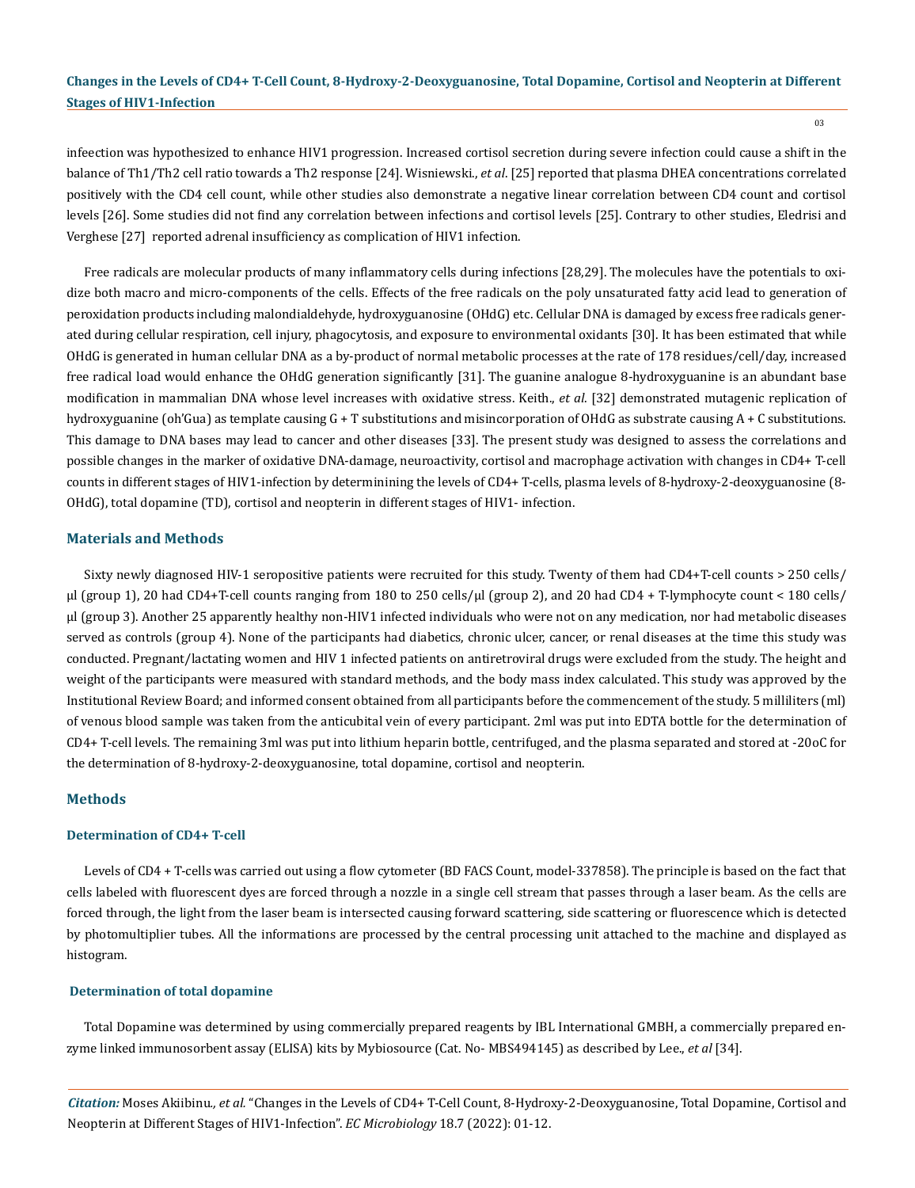infeection was hypothesized to enhance HIV1 progression. Increased cortisol secretion during severe infection could cause a shift in the balance of Th1/Th2 cell ratio towards a Th2 response [24]. Wisniewski., *et al*. [25] reported that plasma DHEA concentrations correlated positively with the CD4 cell count, while other studies also demonstrate a negative linear correlation between CD4 count and cortisol levels [26]. Some studies did not find any correlation between infections and cortisol levels [25]. Contrary to other studies, Eledrisi and Verghese [27] reported adrenal insufficiency as complication of HIV1 infection.

Free radicals are molecular products of many inflammatory cells during infections [28,29]. The molecules have the potentials to oxidize both macro and micro-components of the cells. Effects of the free radicals on the poly unsaturated fatty acid lead to generation of peroxidation products including malondialdehyde, hydroxyguanosine (OHdG) etc. Cellular DNA is damaged by excess free radicals generated during cellular respiration, cell injury, phagocytosis, and exposure to environmental oxidants [30]. It has been estimated that while OHdG is generated in human cellular DNA as a by-product of normal metabolic processes at the rate of 178 residues/cell/day, increased free radical load would enhance the OHdG generation significantly [31]. The guanine analogue 8-hydroxyguanine is an abundant base modification in mammalian DNA whose level increases with oxidative stress. Keith., *et al*. [32] demonstrated mutagenic replication of hydroxyguanine (oh'Gua) as template causing G + T substitutions and misincorporation of OHdG as substrate causing A + C substitutions. This damage to DNA bases may lead to cancer and other diseases [33]. The present study was designed to assess the correlations and possible changes in the marker of oxidative DNA-damage, neuroactivity, cortisol and macrophage activation with changes in CD4+ T-cell counts in different stages of HIV1-infection by determinining the levels of CD4+ T-cells, plasma levels of 8-hydroxy-2-deoxyguanosine (8-OHdG), total dopamine (TD), cortisol and neopterin in different stages of HIV1- infection.

## Materials and Methods

Sixty newly diagnosed HIV-1 seropositive patients were recruited for this study. Twenty of them had CD4+T-cell counts > 250 cells/µl (group 1), 20 had CD4+T-cell counts ranging from 180 to 250 cells/µl (group 2), and 20 had CD4 + T-lymphocyte count < 180 cells/µl (group 3). Another 25 apparently healthy non-HIV1 infected individuals who were not on any medication, nor had metabolic diseases served as controls (group 4). None of the participants had diabetics, chronic ulcer, cancer, or renal diseases at the time this study was conducted. Pregnant/lactating women and HIV 1 infected patients on antiretroviral drugs were excluded from the study. The height and weight of the participants were measured with standard methods, and the body mass index calculated. This study was approved by the Institutional Review Board; and informed consent obtained from all participants before the commencement of the study. 5 milliliters (ml) of venous blood sample was taken from the anticubital vein of every participant. 2ml was put into EDTA bottle for the determination of CD4+ T-cell levels. The remaining 3ml was put into lithium heparin bottle, centrifuged, and the plasma separated and stored at -20oC for the determination of 8-hydroxy-2-deoxyguanosine, total dopamine, cortisol and neopterin.

## Methods

### Determination of CD4+ T-cell

Levels of CD4 + T-cells was carried out using a flow cytometer (BD FACS Count, model-337858). The principle is based on the fact that cells labeled with fluorescent dyes are forced through a nozzle in a single cell stream that passes through a laser beam. As the cells are forced through, the light from the laser beam is intersected causing forward scattering, side scattering or fluorescence which is detected by photomultiplier tubes. All the informations are processed by the central processing unit attached to the machine and displayed as histogram.

### Determination of total dopamine

Total Dopamine was determined by using commercially prepared reagents by IBL International GMBH, a commercially prepared enzyme linked immunosorbent assay (ELISA) kits by Mybiosource (Cat. No- MBS494145) as described by Lee., *et al* [34].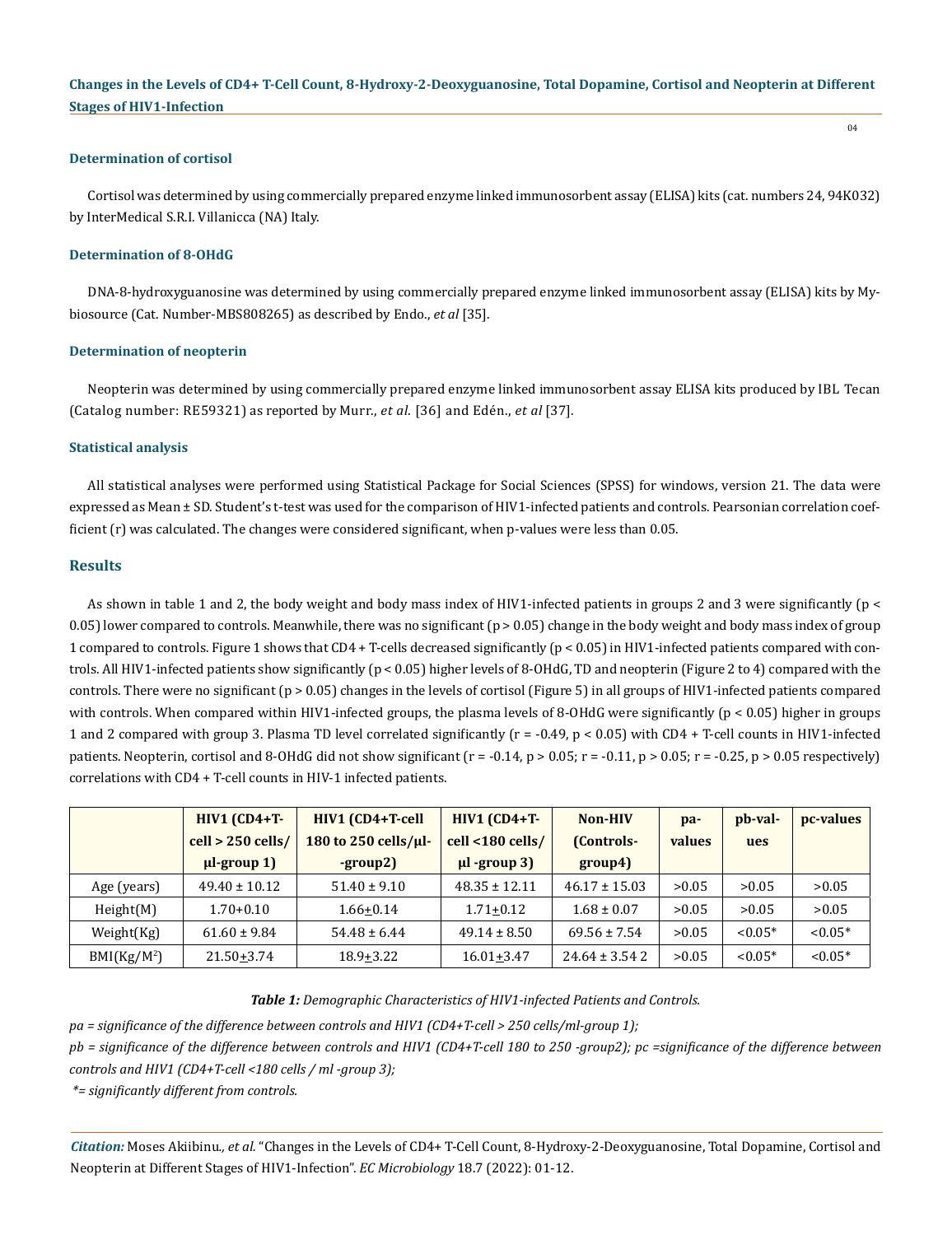### Determination of cortisol

Cortisol was determined by using commercially prepared enzyme linked immunosorbent assay (ELISA) kits (cat. numbers 24, 94K032) by InterMedical S.R.I. Villanicca (NA) Italy.

### Determination of 8-OHdG

DNA-8-hydroxyguanosine was determined by using commercially prepared enzyme linked immunosorbent assay (ELISA) kits by Mybiosource (Cat. Number-MBS808265) as described by Endo., *et al* [35].

### Determination of neopterin

Neopterin was determined by using commercially prepared enzyme linked immunosorbent assay ELISA kits produced by IBL Tecan (Catalog number: RE59321) as reported by Murr., *et al.* [36] and Edén., *et al* [37].

### Statistical analysis

All statistical analyses were performed using Statistical Package for Social Sciences (SPSS) for windows, version 21. The data were expressed as Mean ± SD. Student's t-test was used for the comparison of HIV1-infected patients and controls. Pearsonian correlation coefficient (r) was calculated. The changes were considered significant, when p-values were less than 0.05.

## Results

As shown in table 1 and 2, the body weight and body mass index of HIV1-infected patients in groups 2 and 3 were significantly ($p < 0.05$) lower compared to controls. Meanwhile, there was no significant ($p > 0.05$) change in the body weight and body mass index of group 1 compared to controls. Figure 1 shows that CD4 + T-cells decreased significantly ($p < 0.05$) in HIV1-infected patients compared with controls. All HIV1-infected patients show significantly ($p < 0.05$) higher levels of 8-OHdG, TD and neopterin (Figure 2 to 4) compared with the controls. There were no significant ($p > 0.05$) changes in the levels of cortisol (Figure 5) in all groups of HIV1-infected patients compared with controls. When compared within HIV1-infected groups, the plasma levels of 8-OHdG were significantly ($p < 0.05$) higher in groups 1 and 2 compared with group 3. Plasma TD level correlated significantly ($r = -0.49$, $p < 0.05$) with CD4 + T-cell counts in HIV1-infected patients. Neopterin, cortisol and 8-OHdG did not show significant ($r = -0.14$, $p > 0.05$; $r = -0.11$, $p > 0.05$; $r = -0.25$, $p > 0.05$ respectively) correlations with CD4 + T-cell counts in HIV-1 infected patients.

| | HIV1 (CD4+T-cell > 250 cells/µl-group 1) | HIV1 (CD4+T-cell 180 to 250 cells/µl-group2) | HIV1 (CD4+T-cell <180 cells/µl -group 3) | Non-HIV (Controls-group4) | pa-values | pb-values | pc-values |
|---|---|---|---|---|---|---|---|
| Age (years) | 49.40 ± 10.12 | 51.40 ± 9.10 | 48.35 ± 12.11 | 46.17 ± 15.03 | >0.05 | >0.05 | >0.05 |
| Height(M) | 1.70+0.10 | 1.66±0.14 | 1.71±0.12 | 1.68 ± 0.07 | >0.05 | >0.05 | >0.05 |
| Weight(Kg) | 61.60 ± 9.84 | 54.48 ± 6.44 | 49.14 ± 8.50 | 69.56 ± 7.54 | >0.05 | <0.05* | <0.05* |
| BMI(Kg/M$^2$) | 21.50±3.74 | 18.9±3.22 | 16.01±3.47 | 24.64 ± 3.54 2 | >0.05 | <0.05* | <0.05* |

***Table 1:*** *Demographic Characteristics of HIV1-infected Patients and Controls.*

*pa = significance of the difference between controls and HIV1 (CD4+T-cell > 250 cells/ml-group 1);*

*pb = significance of the difference between controls and HIV1 (CD4+T-cell 180 to 250 -group2); pc =significance of the difference between controls and HIV1 (CD4+T-cell <180 cells / ml -group 3);*

**= significantly different from controls.*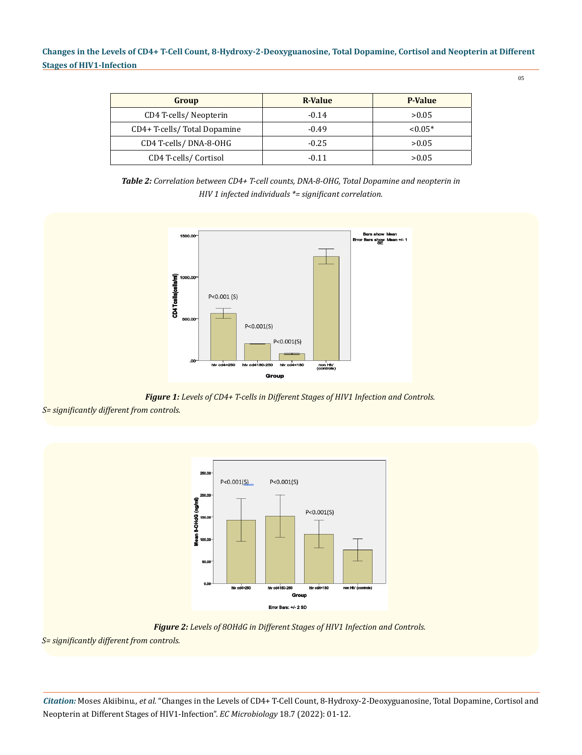| Group | R-Value | P-Value |
| --- | --- | --- |
| CD4 T-cells/ Neopterin | -0.14 | >0.05 |
| CD4+ T-cells/ Total Dopamine | -0.49 | <0.05* |
| CD4 T-cells/ DNA-8-OHG | -0.25 | >0.05 |
| CD4 T-cells/ Cortisol | -0.11 | >0.05 |

***Table 2:*** *Correlation between CD4+ T-cell counts, DNA-8-OHG, Total Dopamine and neopterin in HIV 1 infected individuals *= significant correlation.*

***Figure 1:*** *Levels of CD4+ T-cells in Different Stages of HIV1 Infection and Controls.*

*S= significantly different from controls.*

***Figure 2:*** *Levels of 8OHdG in Different Stages of HIV1 Infection and Controls.*

*S= significantly different from controls.*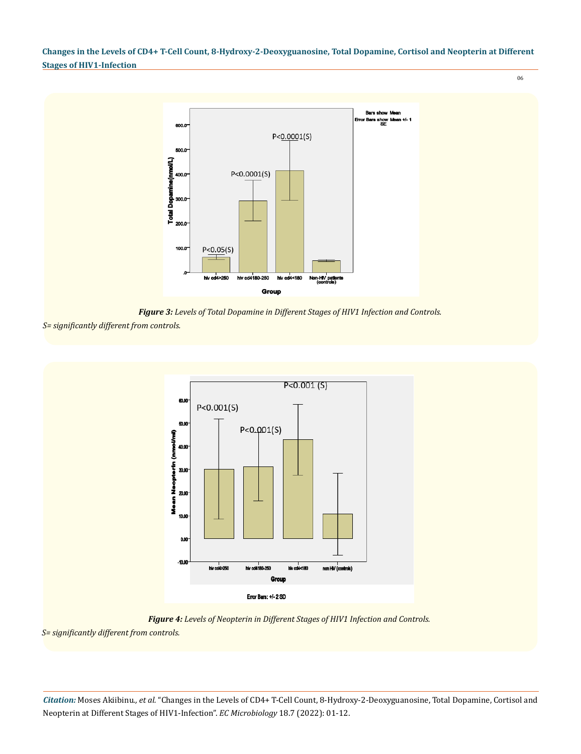**Figure 3:** *Levels of Total Dopamine in Different Stages of HIV1 Infection and Controls.*

*S= significantly different from controls.*

**Figure 4:** *Levels of Neopterin in Different Stages of HIV1 Infection and Controls.*

*S= significantly different from controls.*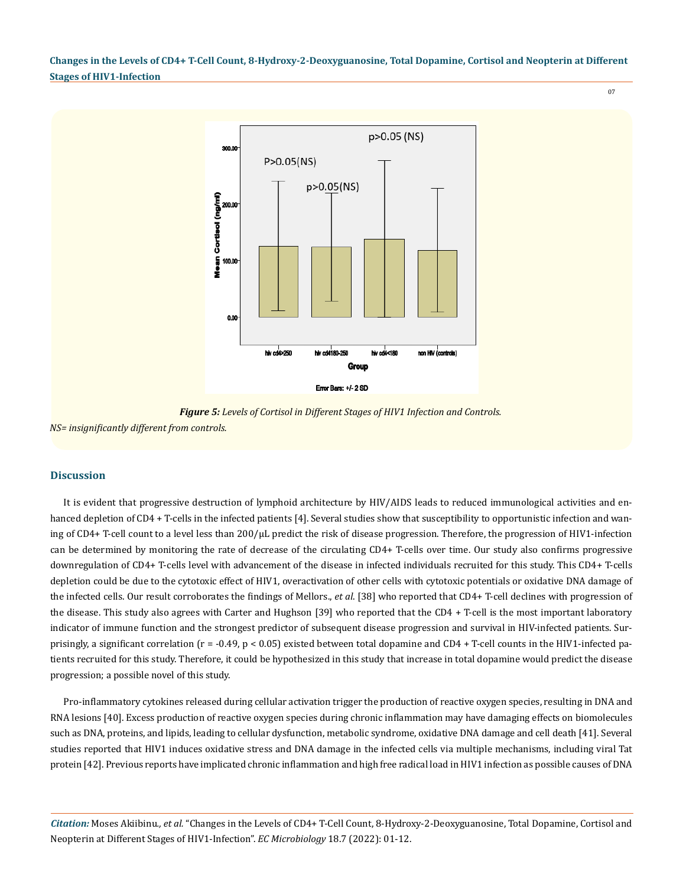Figure 5: Levels of Cortisol in Different Stages of HIV1 Infection and Controls.

NS= insignificantly different from controls.

## Discussion

It is evident that progressive destruction of lymphoid architecture by HIV/AIDS leads to reduced immunological activities and enhanced depletion of CD4 + T-cells in the infected patients [4]. Several studies show that susceptibility to opportunistic infection and waning of CD4+ T-cell count to a level less than 200/μL predict the risk of disease progression. Therefore, the progression of HIV1-infection can be determined by monitoring the rate of decrease of the circulating CD4+ T-cells over time. Our study also confirms progressive downregulation of CD4+ T-cells level with advancement of the disease in infected individuals recruited for this study. This CD4+ T-cells depletion could be due to the cytotoxic effect of HIV1, overactivation of other cells with cytotoxic potentials or oxidative DNA damage of the infected cells. Our result corroborates the findings of Mellors., *et al*. [38] who reported that CD4+ T-cell declines with progression of the disease. This study also agrees with Carter and Hughson [39] who reported that the CD4 + T-cell is the most important laboratory indicator of immune function and the strongest predictor of subsequent disease progression and survival in HIV-infected patients. Surprisingly, a significant correlation ($r = -0.49$, $p < 0.05$) existed between total dopamine and CD4 + T-cell counts in the HIV1-infected patients recruited for this study. Therefore, it could be hypothesized in this study that increase in total dopamine would predict the disease progression; a possible novel of this study.

Pro-inflammatory cytokines released during cellular activation trigger the production of reactive oxygen species, resulting in DNA and RNA lesions [40]. Excess production of reactive oxygen species during chronic inflammation may have damaging effects on biomolecules such as DNA, proteins, and lipids, leading to cellular dysfunction, metabolic syndrome, oxidative DNA damage and cell death [41]. Several studies reported that HIV1 induces oxidative stress and DNA damage in the infected cells via multiple mechanisms, including viral Tat protein [42]. Previous reports have implicated chronic inflammation and high free radical load in HIV1 infection as possible causes of DNA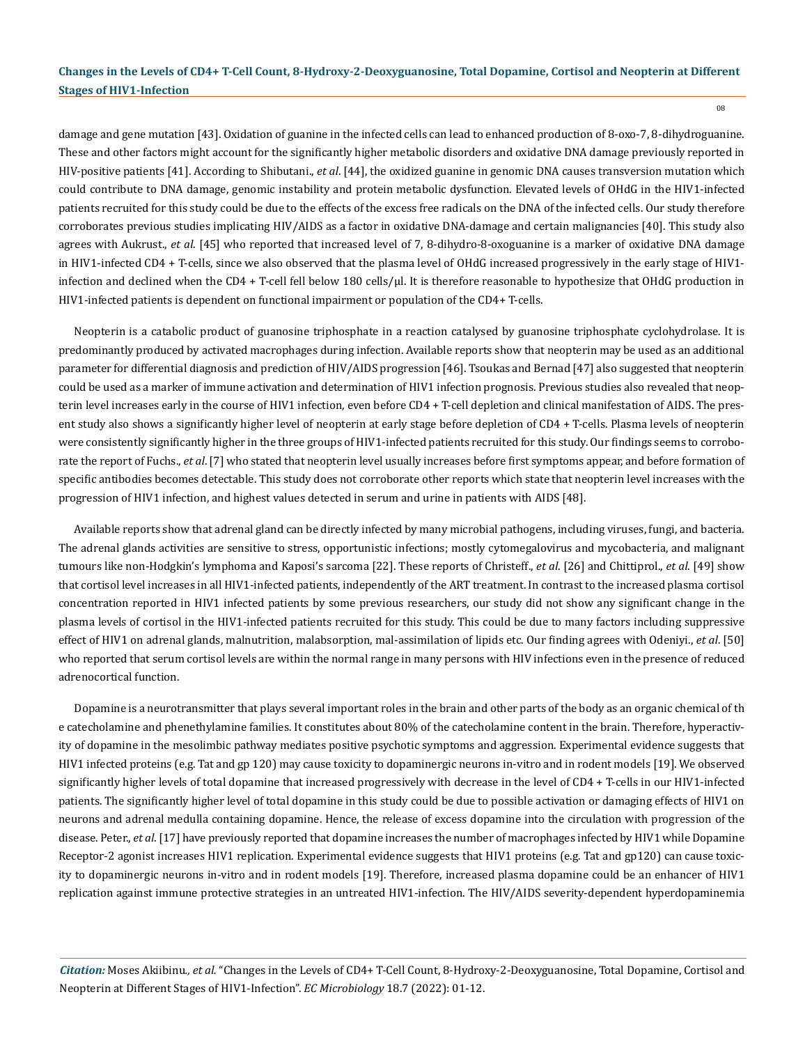damage and gene mutation [43]. Oxidation of guanine in the infected cells can lead to enhanced production of 8-oxo-7, 8-dihydroguanine. These and other factors might account for the significantly higher metabolic disorders and oxidative DNA damage previously reported in HIV-positive patients [41]. According to Shibutani., *et al*. [44], the oxidized guanine in genomic DNA causes transversion mutation which could contribute to DNA damage, genomic instability and protein metabolic dysfunction. Elevated levels of OHdG in the HIV1-infected patients recruited for this study could be due to the effects of the excess free radicals on the DNA of the infected cells. Our study therefore corroborates previous studies implicating HIV/AIDS as a factor in oxidative DNA-damage and certain malignancies [40]. This study also agrees with Aukrust., *et al*. [45] who reported that increased level of 7, 8-dihydro-8-oxoguanine is a marker of oxidative DNA damage in HIV1-infected CD4 + T-cells, since we also observed that the plasma level of OHdG increased progressively in the early stage of HIV1-infection and declined when the CD4 + T-cell fell below 180 cells/µl. It is therefore reasonable to hypothesize that OHdG production in HIV1-infected patients is dependent on functional impairment or population of the CD4+ T-cells.

Neopterin is a catabolic product of guanosine triphosphate in a reaction catalysed by guanosine triphosphate cyclohydrolase. It is predominantly produced by activated macrophages during infection. Available reports show that neopterin may be used as an additional parameter for differential diagnosis and prediction of HIV/AIDS progression [46]. Tsoukas and Bernad [47] also suggested that neopterin could be used as a marker of immune activation and determination of HIV1 infection prognosis. Previous studies also revealed that neopterin level increases early in the course of HIV1 infection, even before CD4 + T-cell depletion and clinical manifestation of AIDS. The present study also shows a significantly higher level of neopterin at early stage before depletion of CD4 + T-cells. Plasma levels of neopterin were consistently significantly higher in the three groups of HIV1-infected patients recruited for this study. Our findings seems to corroborate the report of Fuchs., *et al*. [7] who stated that neopterin level usually increases before first symptoms appear, and before formation of specific antibodies becomes detectable. This study does not corroborate other reports which state that neopterin level increases with the progression of HIV1 infection, and highest values detected in serum and urine in patients with AIDS [48].

Available reports show that adrenal gland can be directly infected by many microbial pathogens, including viruses, fungi, and bacteria. The adrenal glands activities are sensitive to stress, opportunistic infections; mostly cytomegalovirus and mycobacteria, and malignant tumours like non-Hodgkin's lymphoma and Kaposi's sarcoma [22]. These reports of Christeff., *et al*. [26] and Chittiprol., *et al*. [49] show that cortisol level increases in all HIV1-infected patients, independently of the ART treatment. In contrast to the increased plasma cortisol concentration reported in HIV1 infected patients by some previous researchers, our study did not show any significant change in the plasma levels of cortisol in the HIV1-infected patients recruited for this study. This could be due to many factors including suppressive effect of HIV1 on adrenal glands, malnutrition, malabsorption, mal-assimilation of lipids etc. Our finding agrees with Odeniyi., *et al*. [50] who reported that serum cortisol levels are within the normal range in many persons with HIV infections even in the presence of reduced adrenocortical function.

Dopamine is a neurotransmitter that plays several important roles in the brain and other parts of the body as an organic chemical of th e catecholamine and phenethylamine families. It constitutes about 80% of the catecholamine content in the brain. Therefore, hyperactivity of dopamine in the mesolimbic pathway mediates positive psychotic symptoms and aggression. Experimental evidence suggests that HIV1 infected proteins (e.g. Tat and gp 120) may cause toxicity to dopaminergic neurons in-vitro and in rodent models [19]. We observed significantly higher levels of total dopamine that increased progressively with decrease in the level of CD4 + T-cells in our HIV1-infected patients. The significantly higher level of total dopamine in this study could be due to possible activation or damaging effects of HIV1 on neurons and adrenal medulla containing dopamine. Hence, the release of excess dopamine into the circulation with progression of the disease. Peter., *et al*. [17] have previously reported that dopamine increases the number of macrophages infected by HIV1 while Dopamine Receptor-2 agonist increases HIV1 replication. Experimental evidence suggests that HIV1 proteins (e.g. Tat and gp120) can cause toxicity to dopaminergic neurons in-vitro and in rodent models [19]. Therefore, increased plasma dopamine could be an enhancer of HIV1 replication against immune protective strategies in an untreated HIV1-infection. The HIV/AIDS severity-dependent hyperdopaminemia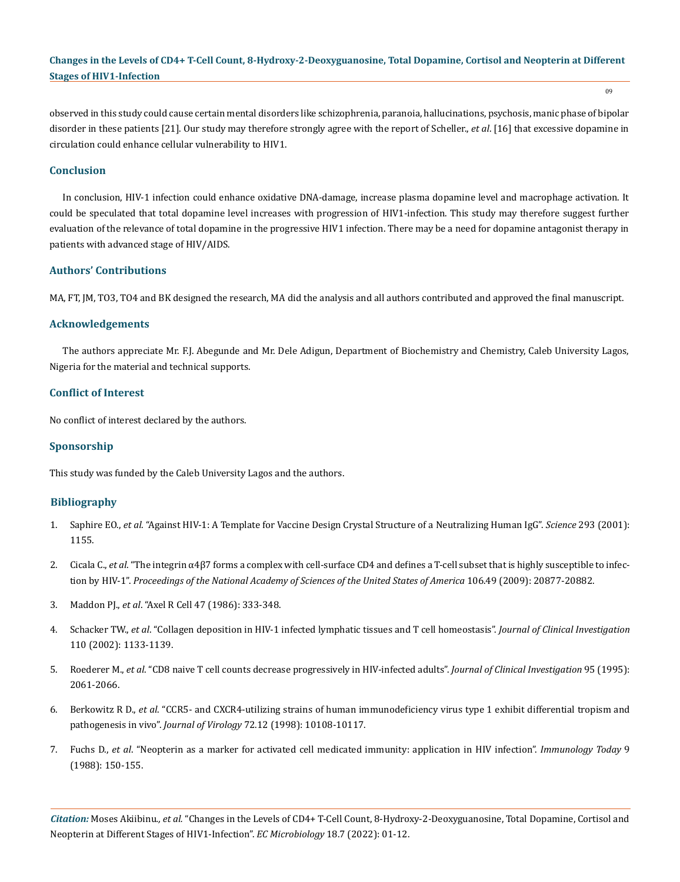observed in this study could cause certain mental disorders like schizophrenia, paranoia, hallucinations, psychosis, manic phase of bipolar disorder in these patients [21]. Our study may therefore strongly agree with the report of Scheller., *et al*. [16] that excessive dopamine in circulation could enhance cellular vulnerability to HIV1.

## Conclusion

In conclusion, HIV-1 infection could enhance oxidative DNA-damage, increase plasma dopamine level and macrophage activation. It could be speculated that total dopamine level increases with progression of HIV1-infection. This study may therefore suggest further evaluation of the relevance of total dopamine in the progressive HIV1 infection. There may be a need for dopamine antagonist therapy in patients with advanced stage of HIV/AIDS.

## Authors' Contributions

MA, FT, JM, TO3, TO4 and BK designed the research, MA did the analysis and all authors contributed and approved the final manuscript.

## Acknowledgements

The authors appreciate Mr. F.J. Abegunde and Mr. Dele Adigun, Department of Biochemistry and Chemistry, Caleb University Lagos, Nigeria for the material and technical supports.

## Conflict of Interest

No conflict of interest declared by the authors.

## Sponsorship

This study was funded by the Caleb University Lagos and the authors.

## Bibliography

1. Saphire EO., *et al*. "Against HIV-1: A Template for Vaccine Design Crystal Structure of a Neutralizing Human IgG". *Science* 293 (2001): 1155.
2. Cicala C., *et al*. "The integrin α4β7 forms a complex with cell-surface CD4 and defines a T-cell subset that is highly susceptible to infection by HIV-1". *Proceedings of the National Academy of Sciences of the United States of America* 106.49 (2009): 20877-20882.
3. Maddon PJ., *et al*. "Axel R Cell 47 (1986): 333-348.
4. Schacker TW., *et al*. "Collagen deposition in HIV-1 infected lymphatic tissues and T cell homeostasis". *Journal of Clinical Investigation* 110 (2002): 1133-1139.
5. Roederer M., *et al*. "CD8 naive T cell counts decrease progressively in HIV-infected adults". *Journal of Clinical Investigation* 95 (1995): 2061-2066.
6. Berkowitz R D., *et al*. "CCR5- and CXCR4-utilizing strains of human immunodeficiency virus type 1 exhibit differential tropism and pathogenesis in vivo". *Journal of Virology* 72.12 (1998): 10108-10117.
7. Fuchs D., *et al*. "Neopterin as a marker for activated cell medicated immunity: application in HIV infection". *Immunology Today* 9 (1988): 150-155.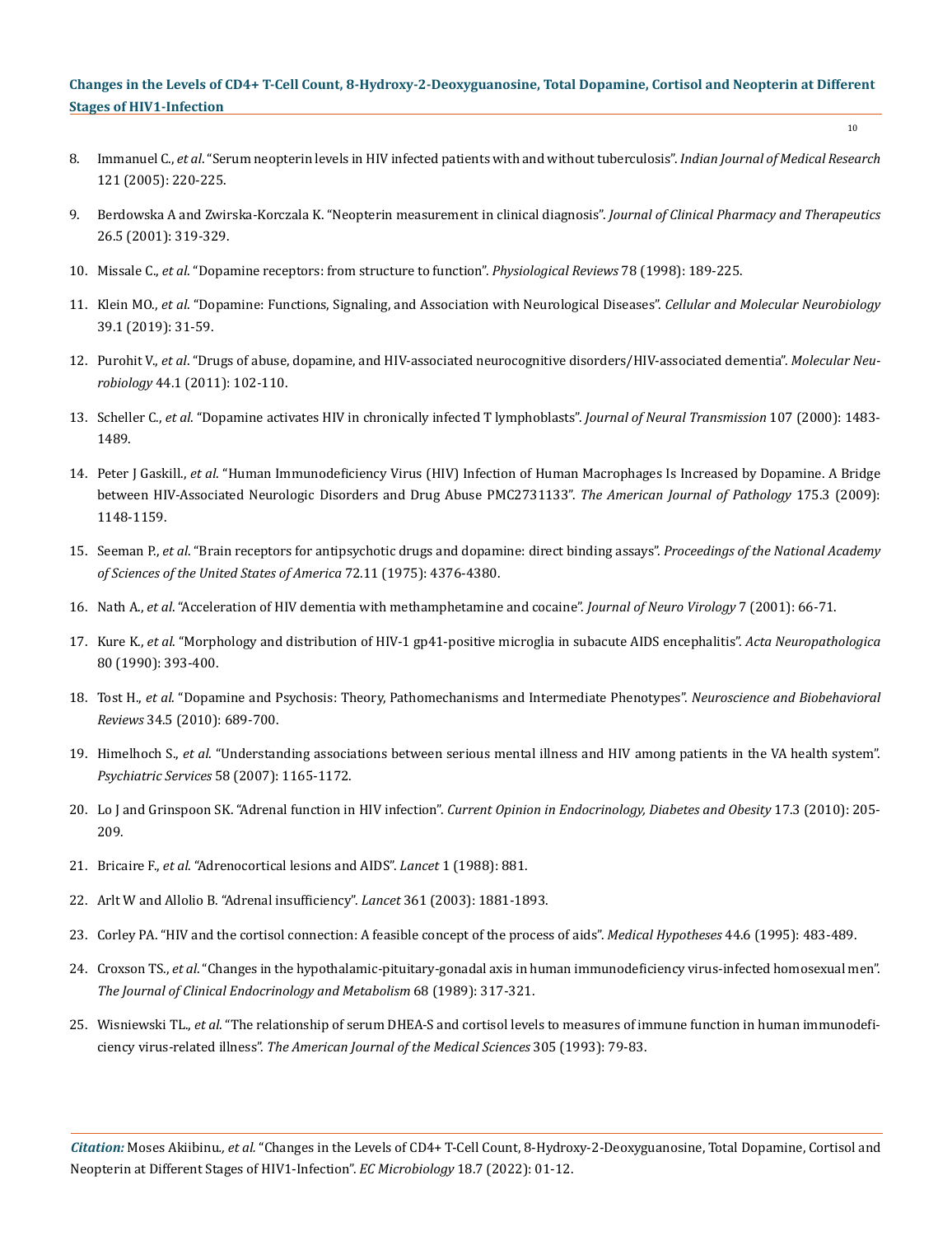8. Immanuel C., *et al*. "Serum neopterin levels in HIV infected patients with and without tuberculosis". *Indian Journal of Medical Research* 121 (2005): 220-225.

9. Berdowska A and Zwirska-Korczala K. "Neopterin measurement in clinical diagnosis". *Journal of Clinical Pharmacy and Therapeutics* 26.5 (2001): 319-329.

10. Missale C., *et al*. "Dopamine receptors: from structure to function". *Physiological Reviews* 78 (1998): 189-225.

11. Klein MO., *et al*. "Dopamine: Functions, Signaling, and Association with Neurological Diseases". *Cellular and Molecular Neurobiology* 39.1 (2019): 31-59.

12. Purohit V., *et al*. "Drugs of abuse, dopamine, and HIV-associated neurocognitive disorders/HIV-associated dementia". *Molecular Neurobiology* 44.1 (2011): 102-110.

13. Scheller C., *et al*. "Dopamine activates HIV in chronically infected T lymphoblasts". *Journal of Neural Transmission* 107 (2000): 1483-1489.

14. Peter J Gaskill., *et al*. "Human Immunodeficiency Virus (HIV) Infection of Human Macrophages Is Increased by Dopamine. A Bridge between HIV-Associated Neurologic Disorders and Drug Abuse PMC2731133". *The American Journal of Pathology* 175.3 (2009): 1148-1159.

15. Seeman P., *et al*. "Brain receptors for antipsychotic drugs and dopamine: direct binding assays". *Proceedings of the National Academy of Sciences of the United States of America* 72.11 (1975): 4376-4380.

16. Nath A., *et al*. "Acceleration of HIV dementia with methamphetamine and cocaine". *Journal of Neuro Virology* 7 (2001): 66-71.

17. Kure K., *et al*. "Morphology and distribution of HIV-1 gp41-positive microglia in subacute AIDS encephalitis". *Acta Neuropathologica* 80 (1990): 393-400.

18. Tost H., *et al*. "Dopamine and Psychosis: Theory, Pathomechanisms and Intermediate Phenotypes". *Neuroscience and Biobehavioral Reviews* 34.5 (2010): 689-700.

19. Himelhoch S., *et al*. "Understanding associations between serious mental illness and HIV among patients in the VA health system". *Psychiatric Services* 58 (2007): 1165-1172.

20. Lo J and Grinspoon SK. "Adrenal function in HIV infection". *Current Opinion in Endocrinology, Diabetes and Obesity* 17.3 (2010): 205-209.

21. Bricaire F., *et al*. "Adrenocortical lesions and AIDS". *Lancet* 1 (1988): 881.

22. Arlt W and Allolio B. "Adrenal insufficiency". *Lancet* 361 (2003): 1881-1893.

23. Corley PA. "HIV and the cortisol connection: A feasible concept of the process of aids". *Medical Hypotheses* 44.6 (1995): 483-489.

24. Croxson TS., *et al*. "Changes in the hypothalamic-pituitary-gonadal axis in human immunodeficiency virus-infected homosexual men". *The Journal of Clinical Endocrinology and Metabolism* 68 (1989): 317-321.

25. Wisniewski TL., *et al*. "The relationship of serum DHEA-S and cortisol levels to measures of immune function in human immunodeficiency virus-related illness". *The American Journal of the Medical Sciences* 305 (1993): 79-83.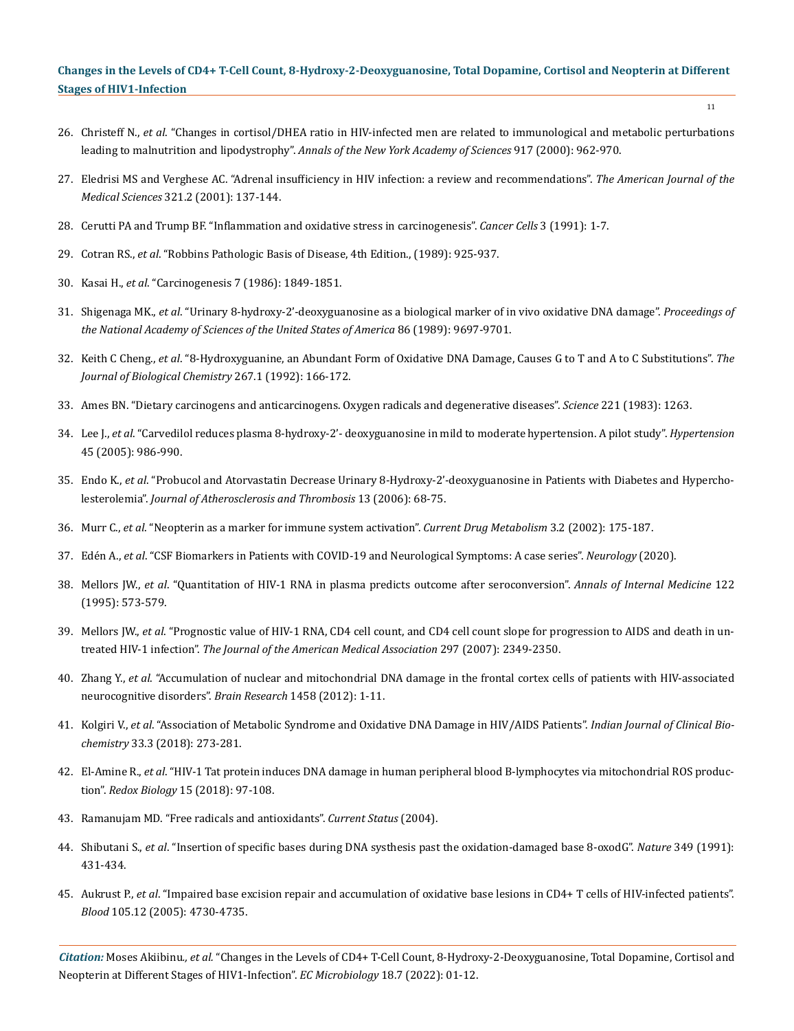26. Christeff N., *et al*. "Changes in cortisol/DHEA ratio in HIV-infected men are related to immunological and metabolic perturbations leading to malnutrition and lipodystrophy". *Annals of the New York Academy of Sciences* 917 (2000): 962-970.
27. Eledrisi MS and Verghese AC. "Adrenal insufficiency in HIV infection: a review and recommendations". *The American Journal of the Medical Sciences* 321.2 (2001): 137-144.
28. Cerutti PA and Trump BF. "Inflammation and oxidative stress in carcinogenesis". *Cancer Cells* 3 (1991): 1-7.
29. Cotran RS., *et al*. "Robbins Pathologic Basis of Disease, 4th Edition., (1989): 925-937.
30. Kasai H., *et al*. "Carcinogenesis 7 (1986): 1849-1851.
31. Shigenaga MK., *et al*. "Urinary 8-hydroxy-2'-deoxyguanosine as a biological marker of in vivo oxidative DNA damage". *Proceedings of the National Academy of Sciences of the United States of America* 86 (1989): 9697-9701.
32. Keith C Cheng., *et al*. "8-Hydroxyguanine, an Abundant Form of Oxidative DNA Damage, Causes G to T and A to C Substitutions". *The Journal of Biological Chemistry* 267.1 (1992): 166-172.
33. Ames BN. "Dietary carcinogens and anticarcinogens. Oxygen radicals and degenerative diseases". *Science* 221 (1983): 1263.
34. Lee J., *et al*. "Carvedilol reduces plasma 8-hydroxy-2'- deoxyguanosine in mild to moderate hypertension. A pilot study". *Hypertension* 45 (2005): 986-990.
35. Endo K., *et al*. "Probucol and Atorvastatin Decrease Urinary 8-Hydroxy-2'-deoxyguanosine in Patients with Diabetes and Hypercholesterolemia". *Journal of Atherosclerosis and Thrombosis* 13 (2006): 68-75.
36. Murr C., *et al*. "Neopterin as a marker for immune system activation". *Current Drug Metabolism* 3.2 (2002): 175-187.
37. Edén A., *et al*. "CSF Biomarkers in Patients with COVID-19 and Neurological Symptoms: A case series". *Neurology* (2020).
38. Mellors JW., *et al*. "Quantitation of HIV-1 RNA in plasma predicts outcome after seroconversion". *Annals of Internal Medicine* 122 (1995): 573-579.
39. Mellors JW., *et al*. "Prognostic value of HIV-1 RNA, CD4 cell count, and CD4 cell count slope for progression to AIDS and death in untreated HIV-1 infection". *The Journal of the American Medical Association* 297 (2007): 2349-2350.
40. Zhang Y., *et al*. "Accumulation of nuclear and mitochondrial DNA damage in the frontal cortex cells of patients with HIV-associated neurocognitive disorders". *Brain Research* 1458 (2012): 1-11.
41. Kolgiri V., *et al*. "Association of Metabolic Syndrome and Oxidative DNA Damage in HIV/AIDS Patients". *Indian Journal of Clinical Biochemistry* 33.3 (2018): 273-281.
42. El-Amine R., *et al*. "HIV-1 Tat protein induces DNA damage in human peripheral blood B-lymphocytes via mitochondrial ROS production". *Redox Biology* 15 (2018): 97-108.
43. Ramanujam MD. "Free radicals and antioxidants". *Current Status* (2004).
44. Shibutani S., *et al*. "Insertion of specific bases during DNA systhesis past the oxidation-damaged base 8-oxodG". *Nature* 349 (1991): 431-434.
45. Aukrust P., *et al*. "Impaired base excision repair and accumulation of oxidative base lesions in CD4+ T cells of HIV-infected patients". *Blood* 105.12 (2005): 4730-4735.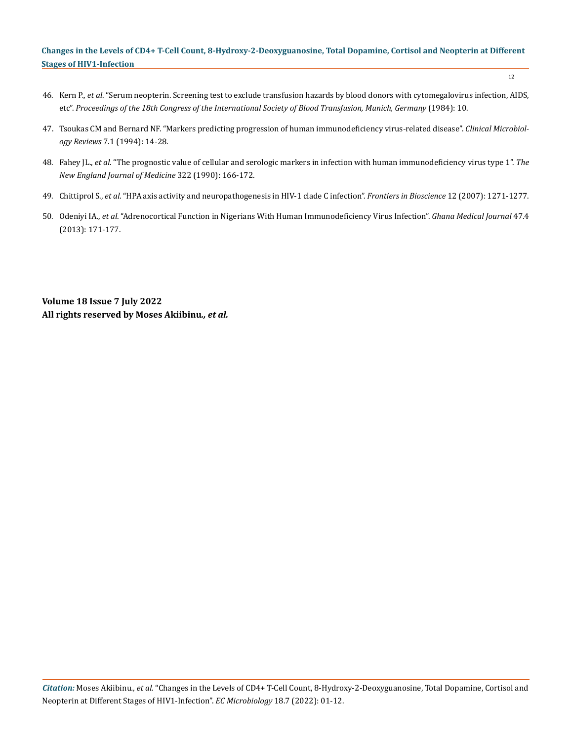46. Kern P., *et al*. "Serum neopterin. Screening test to exclude transfusion hazards by blood donors with cytomegalovirus infection, AIDS, etc". *Proceedings of the 18th Congress of the International Society of Blood Transfusion, Munich, Germany* (1984): 10.

47. Tsoukas CM and Bernard NF. "Markers predicting progression of human immunodeficiency virus-related disease". *Clinical Microbiology Reviews* 7.1 (1994): 14-28.

48. Fahey JL., *et al*. "The prognostic value of cellular and serologic markers in infection with human immunodeficiency virus type 1". *The New England Journal of Medicine* 322 (1990): 166-172.

49. Chittiprol S., *et al*. "HPA axis activity and neuropathogenesis in HIV-1 clade C infection". *Frontiers in Bioscience* 12 (2007): 1271-1277.

50. Odeniyi IA., *et al*. "Adrenocortical Function in Nigerians With Human Immunodeficiency Virus Infection". *Ghana Medical Journal* 47.4 (2013): 171-177.

**Volume 18 Issue 7 July 2022**
**All rights reserved by Moses Akiibinu*., et al.***